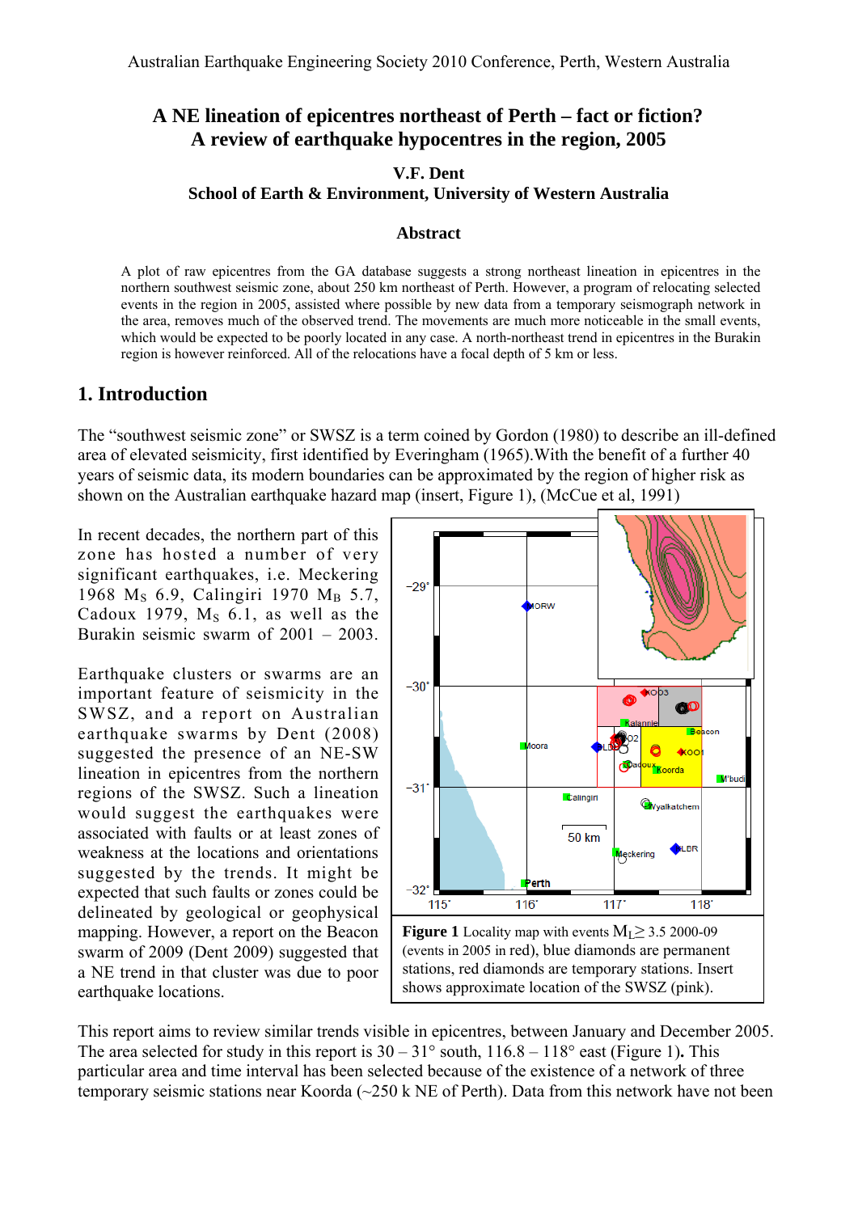# A NE lineation of epicentres northeast of Perth – fact or fiction? A review of earthquake hypocentres in the region, 2005

**V.F. Dent**
**School of Earth & Environment, University of Western Australia**

### Abstract

A plot of raw epicentres from the GA database suggests a strong northeast lineation in epicentres in the northern southwest seismic zone, about 250 km northeast of Perth. However, a program of relocating selected events in the region in 2005, assisted where possible by new data from a temporary seismograph network in the area, removes much of the observed trend. The movements are much more noticeable in the small events, which would be expected to be poorly located in any case. A north-northeast trend in epicentres in the Burakin region is however reinforced. All of the relocations have a focal depth of 5 km or less.

## 1. Introduction

The "southwest seismic zone" or SWSZ is a term coined by Gordon (1980) to describe an ill-defined area of elevated seismicity, first identified by Everingham (1965).With the benefit of a further 40 years of seismic data, its modern boundaries can be approximated by the region of higher risk as shown on the Australian earthquake hazard map (insert, Figure 1), (McCue et al, 1991)

In recent decades, the northern part of this zone has hosted a number of very significant earthquakes, i.e. Meckering 1968 $M_S$ 6.9, Calingiri 1970 $M_B$ 5.7, Cadoux 1979, $M_S$ 6.1, as well as the Burakin seismic swarm of 2001 – 2003.

Earthquake clusters or swarms are an important feature of seismicity in the SWSZ, and a report on Australian earthquake swarms by Dent (2008) suggested the presence of an NE-SW lineation in epicentres from the northern regions of the SWSZ. Such a lineation would suggest the earthquakes were associated with faults or at least zones of weakness at the locations and orientations suggested by the trends. It might be expected that such faults or zones could be delineated by geological or geophysical mapping. However, a report on the Beacon swarm of 2009 (Dent 2009) suggested that a NE trend in that cluster was due to poor earthquake locations.

**Figure 1** Locality map with events $M_L \geq 3.5$ 2000-09 (events in 2005 in red), blue diamonds are permanent stations, red diamonds are temporary stations. Insert shows approximate location of the SWSZ (pink).

This report aims to review similar trends visible in epicentres, between January and December 2005. The area selected for study in this report is 30 – 31° south, 116.8 – 118° east (Figure 1)**.** This particular area and time interval has been selected because of the existence of a network of three temporary seismic stations near Koorda (~250 k NE of Perth). Data from this network have not been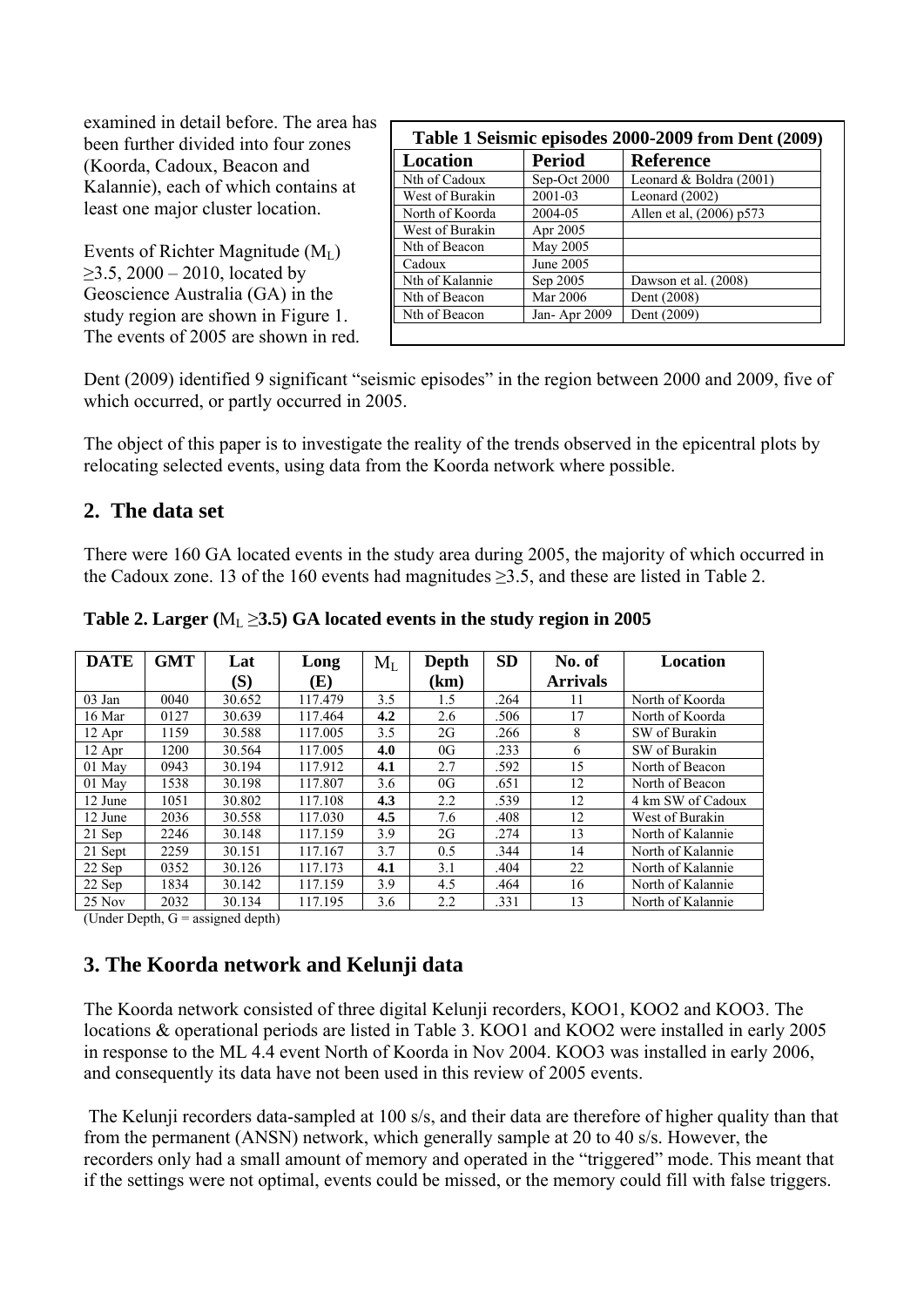examined in detail before. The area has been further divided into four zones (Koorda, Cadoux, Beacon and Kalannie), each of which contains at least one major cluster location.

Events of Richter Magnitude ($M_L$) ≥3.5, 2000 – 2010, located by Geoscience Australia (GA) in the study region are shown in Figure 1. The events of 2005 are shown in red.

**Table 1 Seismic episodes 2000-2009 from Dent (2009)**

| Location | Period | Reference |
|---|---|---|
| Nth of Cadoux | Sep-Oct 2000 | Leonard & Boldra (2001) |
| West of Burakin | 2001-03 | Leonard (2002) |
| North of Koorda | 2004-05 | Allen et al, (2006) p573 |
| West of Burakin | Apr 2005 | |
| Nth of Beacon | May 2005 | |
| Cadoux | June 2005 | |
| Nth of Kalannie | Sep 2005 | Dawson et al. (2008) |
| Nth of Beacon | Mar 2006 | Dent (2008) |
| Nth of Beacon | Jan- Apr 2009 | Dent (2009) |

Dent (2009) identified 9 significant "seismic episodes" in the region between 2000 and 2009, five of which occurred, or partly occurred in 2005.

The object of this paper is to investigate the reality of the trends observed in the epicentral plots by relocating selected events, using data from the Koorda network where possible.

## 2. The data set

There were 160 GA located events in the study area during 2005, the majority of which occurred in the Cadoux zone. 13 of the 160 events had magnitudes ≥3.5, and these are listed in Table 2.

**Table 2. Larger ($M_L$ ≥3.5) GA located events in the study region in 2005**

| DATE | GMT | Lat (S) | Long (E) | $M_L$ | Depth (km) | SD | No. of Arrivals | Location |
|---|---|---|---|---|---|---|---|---|
| 03 Jan | 0040 | 30.652 | 117.479 | 3.5 | 1.5 | .264 | 11 | North of Koorda |
| 16 Mar | 0127 | 30.639 | 117.464 | **4.2** | 2.6 | .506 | 17 | North of Koorda |
| 12 Apr | 1159 | 30.588 | 117.005 | 3.5 | 2G | .266 | 8 | SW of Burakin |
| 12 Apr | 1200 | 30.564 | 117.005 | **4.0** | 0G | .233 | 6 | SW of Burakin |
| 01 May | 0943 | 30.194 | 117.912 | **4.1** | 2.7 | .592 | 15 | North of Beacon |
| 01 May | 1538 | 30.198 | 117.807 | 3.6 | 0G | .651 | 12 | North of Beacon |
| 12 June | 1051 | 30.802 | 117.108 | **4.3** | 2.2 | .539 | 12 | 4 km SW of Cadoux |
| 12 June | 2036 | 30.558 | 117.030 | **4.5** | 7.6 | .408 | 12 | West of Burakin |
| 21 Sep | 2246 | 30.148 | 117.159 | 3.9 | 2G | .274 | 13 | North of Kalannie |
| 21 Sept | 2259 | 30.151 | 117.167 | 3.7 | 0.5 | .344 | 14 | North of Kalannie |
| 22 Sep | 0352 | 30.126 | 117.173 | **4.1** | 3.1 | .404 | 22 | North of Kalannie |
| 22 Sep | 1834 | 30.142 | 117.159 | 3.9 | 4.5 | .464 | 16 | North of Kalannie |
| 25 Nov | 2032 | 30.134 | 117.195 | 3.6 | 2.2 | .331 | 13 | North of Kalannie |

(Under Depth, G = assigned depth)

## 3. The Koorda network and Kelunji data

The Koorda network consisted of three digital Kelunji recorders, KOO1, KOO2 and KOO3. The locations & operational periods are listed in Table 3. KOO1 and KOO2 were installed in early 2005 in response to the ML 4.4 event North of Koorda in Nov 2004. KOO3 was installed in early 2006, and consequently its data have not been used in this review of 2005 events.

The Kelunji recorders data-sampled at 100 s/s, and their data are therefore of higher quality than that from the permanent (ANSN) network, which generally sample at 20 to 40 s/s. However, the recorders only had a small amount of memory and operated in the "triggered" mode. This meant that if the settings were not optimal, events could be missed, or the memory could fill with false triggers.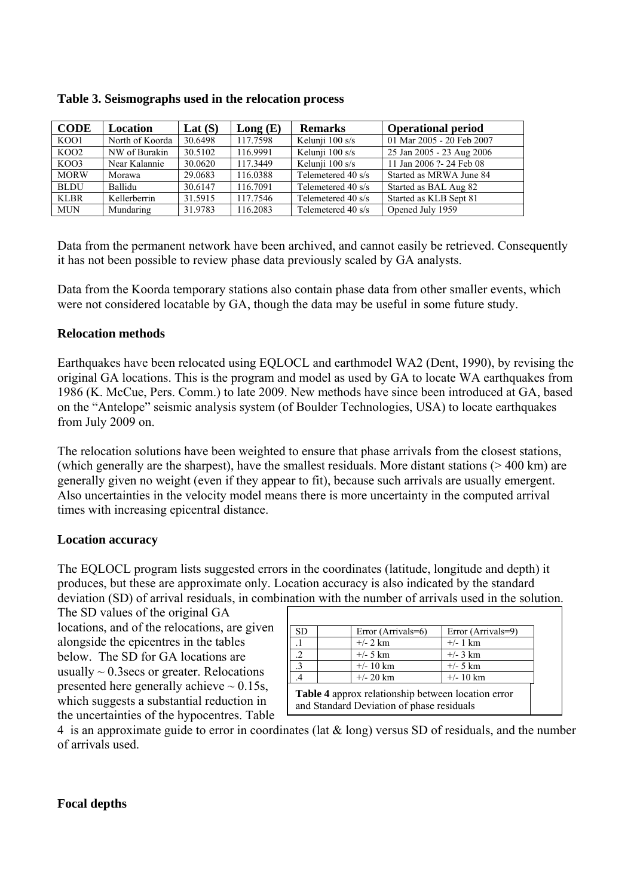**Table 3. Seismographs used in the relocation process**

| CODE | Location | Lat (S) | Long (E) | Remarks | Operational period |
|---|---|---|---|---|---|
| KOO1 | North of Koorda | 30.6498 | 117.7598 | Kelunji 100 s/s | 01 Mar 2005 - 20 Feb 2007 |
| KOO2 | NW of Burakin | 30.5102 | 116.9991 | Kelunji 100 s/s | 25 Jan 2005 - 23 Aug 2006 |
| KOO3 | Near Kalannie | 30.0620 | 117.3449 | Kelunji 100 s/s | 11 Jan 2006 ?- 24 Feb 08 |
| MORW | Morawa | 29.0683 | 116.0388 | Telemetered 40 s/s | Started as MRWA June 84 |
| BLDU | Ballidu | 30.6147 | 116.7091 | Telemetered 40 s/s | Started as BAL Aug 82 |
| KLBR | Kellerberrin | 31.5915 | 117.7546 | Telemetered 40 s/s | Started as KLB Sept 81 |
| MUN | Mundaring | 31.9783 | 116.2083 | Telemetered 40 s/s | Opened July 1959 |

Data from the permanent network have been archived, and cannot easily be retrieved. Consequently it has not been possible to review phase data previously scaled by GA analysts.

Data from the Koorda temporary stations also contain phase data from other smaller events, which were not considered locatable by GA, though the data may be useful in some future study.

**Relocation methods**

Earthquakes have been relocated using EQLOCL and earthmodel WA2 (Dent, 1990), by revising the original GA locations. This is the program and model as used by GA to locate WA earthquakes from 1986 (K. McCue, Pers. Comm.) to late 2009. New methods have since been introduced at GA, based on the "Antelope" seismic analysis system (of Boulder Technologies, USA) to locate earthquakes from July 2009 on.

The relocation solutions have been weighted to ensure that phase arrivals from the closest stations, (which generally are the sharpest), have the smallest residuals. More distant stations (> 400 km) are generally given no weight (even if they appear to fit), because such arrivals are usually emergent. Also uncertainties in the velocity model means there is more uncertainty in the computed arrival times with increasing epicentral distance.

**Location accuracy**

The EQLOCL program lists suggested errors in the coordinates (latitude, longitude and depth) it produces, but these are approximate only. Location accuracy is also indicated by the standard deviation (SD) of arrival residuals, in combination with the number of arrivals used in the solution. The SD values of the original GA locations, and of the relocations, are given alongside the epicentres in the tables below. The SD for GA locations are usually ~ 0.3secs or greater. Relocations presented here generally achieve ~ 0.15s, which suggests a substantial reduction in the uncertainties of the hypocentres. Table 4 is an approximate guide to error in coordinates (lat & long) versus SD of residuals, and the number of arrivals used.

| SD | | Error (Arrivals=6) | Error (Arrivals=9) |
|---|---|---|---|
| .1 | | +/- 2 km | +/- 1 km |
| .2 | | +/- 5 km | +/- 3 km |
| .3 | | +/- 10 km | +/- 5 km |
| .4 | | +/- 20 km | +/- 10 km |

**Table 4** approx relationship between location error and Standard Deviation of phase residuals

**Focal depths**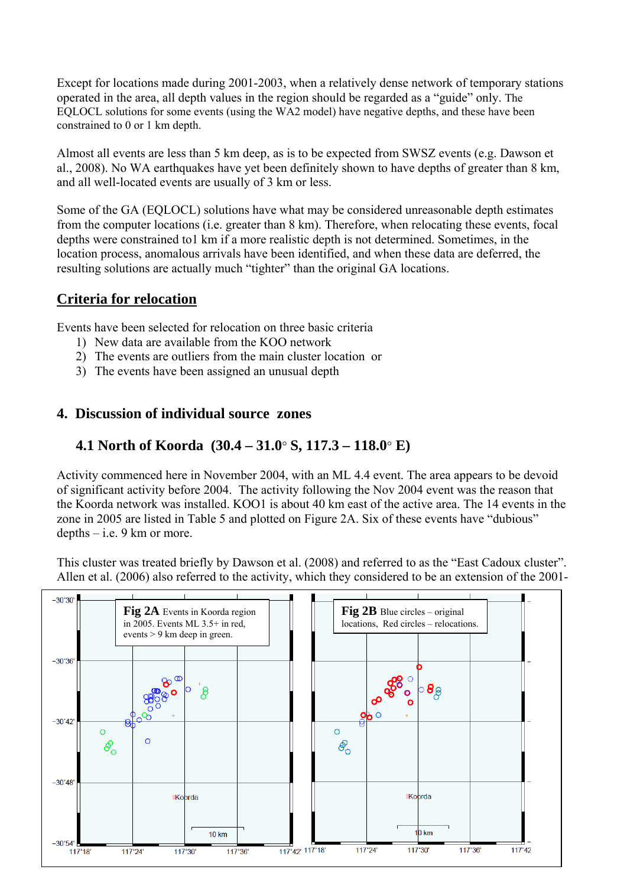Except for locations made during 2001-2003, when a relatively dense network of temporary stations operated in the area, all depth values in the region should be regarded as a "guide" only. The EQLOCL solutions for some events (using the WA2 model) have negative depths, and these have been constrained to 0 or 1 km depth.

Almost all events are less than 5 km deep, as is to be expected from SWSZ events (e.g. Dawson et al., 2008). No WA earthquakes have yet been definitely shown to have depths of greater than 8 km, and all well-located events are usually of 3 km or less.

Some of the GA (EQLOCL) solutions have what may be considered unreasonable depth estimates from the computer locations (i.e. greater than 8 km). Therefore, when relocating these events, focal depths were constrained to1 km if a more realistic depth is not determined. Sometimes, in the location process, anomalous arrivals have been identified, and when these data are deferred, the resulting solutions are actually much "tighter" than the original GA locations.

## Criteria for relocation

Events have been selected for relocation on three basic criteria

1) New data are available from the KOO network
2) The events are outliers from the main cluster location or
3) The events have been assigned an unusual depth

## 4. Discussion of individual source zones

### 4.1 North of Koorda (30.4 – 31.0° S, 117.3 – 118.0° E)

Activity commenced here in November 2004, with an ML 4.4 event. The area appears to be devoid of significant activity before 2004. The activity following the Nov 2004 event was the reason that the Koorda network was installed. KOO1 is about 40 km east of the active area. The 14 events in the zone in 2005 are listed in Table 5 and plotted on Figure 2A. Six of these events have "dubious" depths – i.e. 9 km or more.

This cluster was treated briefly by Dawson et al. (2008) and referred to as the "East Cadoux cluster". Allen et al. (2006) also referred to the activity, which they considered to be an extension of the 2001-

**Fig 2A** Events in Koorda region in 2005. Events ML 3.5+ in red, events > 9 km deep in green.

**Fig 2B** Blue circles – original locations, Red circles – relocations.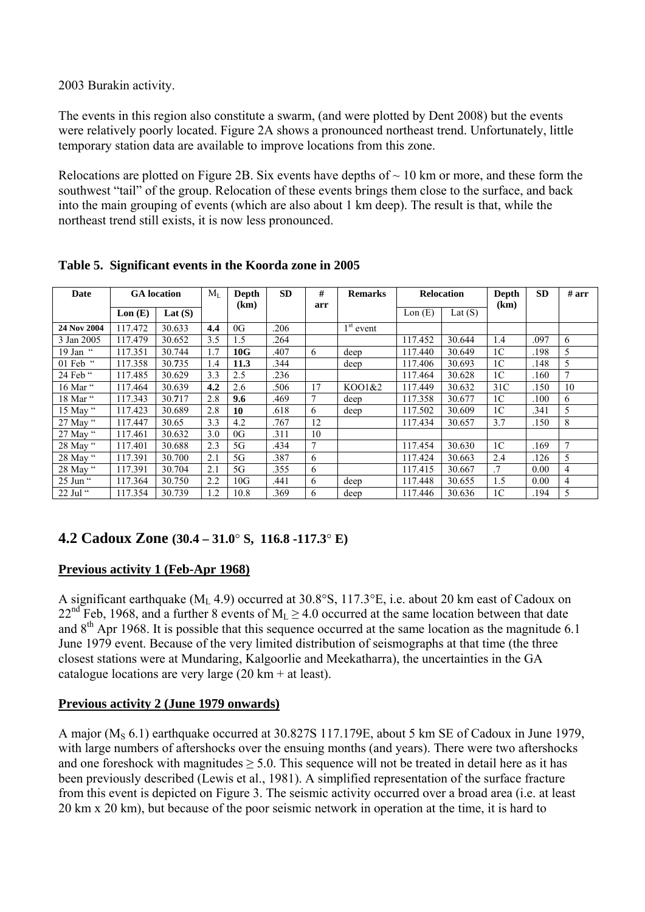2003 Burakin activity.

The events in this region also constitute a swarm, (and were plotted by Dent 2008) but the events were relatively poorly located. Figure 2A shows a pronounced northeast trend. Unfortunately, little temporary station data are available to improve locations from this zone.

Relocations are plotted on Figure 2B. Six events have depths of ~ 10 km or more, and these form the southwest "tail" of the group. Relocation of these events brings them close to the surface, and back into the main grouping of events (which are also about 1 km deep). The result is that, while the northeast trend still exists, it is now less pronounced.

**Table 5. Significant events in the Koorda zone in 2005**

| Date | GA location | | $M_L$ | Depth (km) | SD | # arr | Remarks | Relocation | | Depth (km) | SD | # arr |
|---|---|---|---|---|---|---|---|---|---|---|---|---|
| | Lon (E) | Lat (S) | | | | | | Lon (E) | Lat (S) | | | |
| **24 Nov 2004** | 117.472 | 30.633 | **4.4** | 0G | .206 | | 1st event | | | | | |
| 3 Jan 2005 | 117.479 | 30.652 | 3.5 | 1.5 | .264 | | | 117.452 | 30.644 | 1.4 | .097 | 6 |
| 19 Jan " | 117.351 | 30.744 | 1.7 | **10G** | .407 | 6 | deep | 117.440 | 30.649 | 1C | .198 | 5 |
| 01 Feb " | 117.358 | 30.**735** | 1.4 | **11.3** | .344 | | deep | 117.406 | 30.693 | 1C | .148 | 5 |
| 24 Feb " | 117.485 | 30.629 | 3.3 | 2.5 | .236 | | | 117.464 | 30.628 | 1C | .160 | 7 |
| 16 Mar " | 117.464 | 30.639 | **4.2** | 2.6 | .506 | 17 | KOO1&2 | 117.449 | 30.632 | 31C | .150 | 10 |
| 18 Mar " | 117.343 | 30.**717** | 2.8 | **9.6** | .469 | 7 | deep | 117.358 | 30.677 | 1C | .100 | 6 |
| 15 May " | 117.423 | 30.689 | 2.8 | **10** | .618 | 6 | deep | 117.502 | 30.609 | 1C | .341 | 5 |
| 27 May " | 117.447 | 30.65 | 3.3 | 4.2 | .767 | 12 | | 117.434 | 30.657 | 3.7 | .150 | 8 |
| 27 May " | 117.461 | 30.632 | 3.0 | 0G | .311 | 10 | | | | | | |
| 28 May " | 117.401 | 30.688 | 2.3 | 5G | .434 | 7 | | 117.454 | 30.630 | 1C | .169 | 7 |
| 28 May " | 117.391 | 30.700 | 2.1 | 5G | .387 | 6 | | 117.424 | 30.663 | 2.4 | .126 | 5 |
| 28 May " | 117.391 | 30.704 | 2.1 | 5G | .355 | 6 | | 117.415 | 30.667 | .7 | 0.00 | 4 |
| 25 Jun " | 117.364 | 30.750 | 2.2 | 10G | .441 | 6 | deep | 117.448 | 30.655 | 1.5 | 0.00 | 4 |
| 22 Jul " | 117.354 | 30.739 | 1.2 | 10.8 | .369 | 6 | deep | 117.446 | 30.636 | 1C | .194 | 5 |

## 4.2 Cadoux Zone (30.4 – 31.0° S, 116.8 -117.3° E)

### Previous activity 1 (Feb-Apr 1968)

A significant earthquake ($M_L$ 4.9) occurred at 30.8°S, 117.3°E, i.e. about 20 km east of Cadoux on 22nd Feb, 1968, and a further 8 events of $M_L \geq 4.0$ occurred at the same location between that date and 8th Apr 1968. It is possible that this sequence occurred at the same location as the magnitude 6.1 June 1979 event. Because of the very limited distribution of seismographs at that time (the three closest stations were at Mundaring, Kalgoorlie and Meekatharra), the uncertainties in the GA catalogue locations are very large (20 km + at least).

### Previous activity 2 (June 1979 onwards)

A major ($M_S$ 6.1) earthquake occurred at 30.827S 117.179E, about 5 km SE of Cadoux in June 1979, with large numbers of aftershocks over the ensuing months (and years). There were two aftershocks and one foreshock with magnitudes ≥ 5.0. This sequence will not be treated in detail here as it has been previously described (Lewis et al., 1981). A simplified representation of the surface fracture from this event is depicted on Figure 3. The seismic activity occurred over a broad area (i.e. at least 20 km x 20 km), but because of the poor seismic network in operation at the time, it is hard to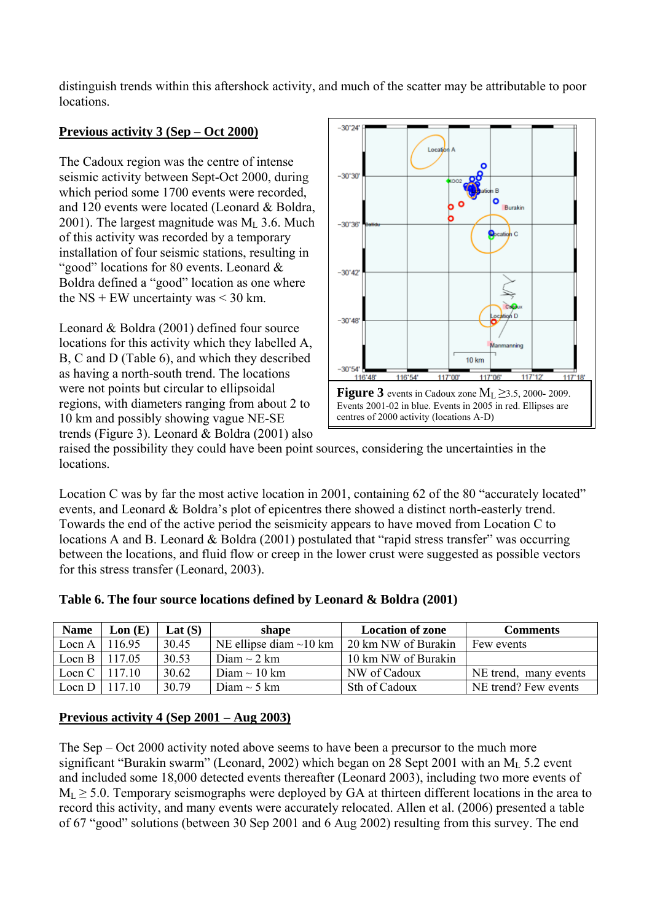distinguish trends within this aftershock activity, and much of the scatter may be attributable to poor locations.

**Previous activity 3 (Sep – Oct 2000)**

The Cadoux region was the centre of intense seismic activity between Sept-Oct 2000, during which period some 1700 events were recorded, and 120 events were located (Leonard & Boldra, 2001). The largest magnitude was $M_L$ 3.6. Much of this activity was recorded by a temporary installation of four seismic stations, resulting in "good" locations for 80 events. Leonard & Boldra defined a "good" location as one where the NS + EW uncertainty was < 30 km.

Leonard & Boldra (2001) defined four source locations for this activity which they labelled A, B, C and D (Table 6), and which they described as having a north-south trend. The locations were not points but circular to ellipsoidal regions, with diameters ranging from about 2 to 10 km and possibly showing vague NE-SE trends (Figure 3). Leonard & Boldra (2001) also raised the possibility they could have been point sources, considering the uncertainties in the locations.

**Figure 3** events in Cadoux zone $M_L \geq 3.5$, 2000- 2009. Events 2001-02 in blue. Events in 2005 in red. Ellipses are centres of 2000 activity (locations A-D)

Location C was by far the most active location in 2001, containing 62 of the 80 "accurately located" events, and Leonard & Boldra's plot of epicentres there showed a distinct north-easterly trend. Towards the end of the active period the seismicity appears to have moved from Location C to locations A and B. Leonard & Boldra (2001) postulated that "rapid stress transfer" was occurring between the locations, and fluid flow or creep in the lower crust were suggested as possible vectors for this stress transfer (Leonard, 2003).

**Table 6. The four source locations defined by Leonard & Boldra (2001)**

| Name | Lon (E) | Lat (S) | shape | Location of zone | Comments |
|---|---|---|---|---|---|
| Locn A | 116.95 | 30.45 | NE ellipse diam ~10 km | 20 km NW of Burakin | Few events |
| Locn B | 117.05 | 30.53 | Diam ~ 2 km | 10 km NW of Burakin | |
| Locn C | 117.10 | 30.62 | Diam ~ 10 km | NW of Cadoux | NE trend, many events |
| Locn D | 117.10 | 30.79 | Diam ~ 5 km | Sth of Cadoux | NE trend? Few events |

**Previous activity 4 (Sep 2001 – Aug 2003)**

The Sep – Oct 2000 activity noted above seems to have been a precursor to the much more significant "Burakin swarm" (Leonard, 2002) which began on 28 Sept 2001 with an $M_L$ 5.2 event and included some 18,000 detected events thereafter (Leonard 2003), including two more events of $M_L \geq 5.0$. Temporary seismographs were deployed by GA at thirteen different locations in the area to record this activity, and many events were accurately relocated. Allen et al. (2006) presented a table of 67 "good" solutions (between 30 Sep 2001 and 6 Aug 2002) resulting from this survey. The end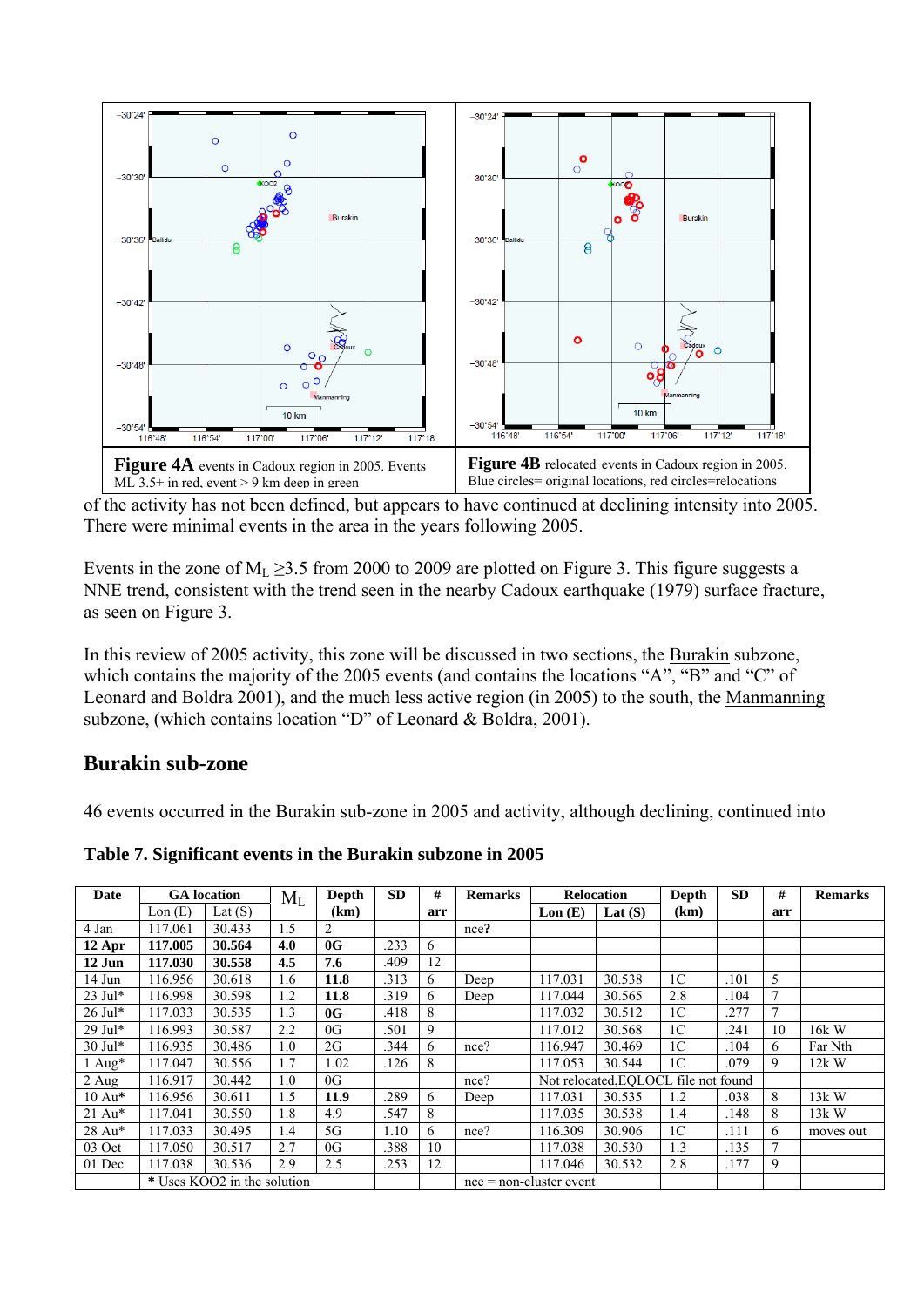**Figure 4A** events in Cadoux region in 2005. Events ML 3.5+ in red, event > 9 km deep in green

**Figure 4B** relocated events in Cadoux region in 2005. Blue circles= original locations, red circles=relocations

of the activity has not been defined, but appears to have continued at declining intensity into 2005. There were minimal events in the area in the years following 2005.

Events in the zone of $M_L \geq 3.5$ from 2000 to 2009 are plotted on Figure 3. This figure suggests a NNE trend, consistent with the trend seen in the nearby Cadoux earthquake (1979) surface fracture, as seen on Figure 3.

In this review of 2005 activity, this zone will be discussed in two sections, the Burakin subzone, which contains the majority of the 2005 events (and contains the locations "A", "B" and "C" of Leonard and Boldra 2001), and the much less active region (in 2005) to the south, the Manmanning subzone, (which contains location "D" of Leonard & Boldra, 2001).

## Burakin sub-zone

46 events occurred in the Burakin sub-zone in 2005 and activity, although declining, continued into

**Table 7. Significant events in the Burakin subzone in 2005**

| Date | GA location | | $M_L$ | Depth (km) | SD | # arr | Remarks | Relocation | | Depth (km) | SD | # arr | Remarks |
|---|---|---|---|---|---|---|---|---|---|---|---|---|---|
| | Lon (E) | Lat (S) | | | | | | Lon (E) | Lat (S) | | | | |
| 4 Jan | 117.061 | 30.433 | 1.5 | 2 | | | nce? | | | | | | |
| **12 Apr** | **117.005** | **30.564** | **4.0** | **0G** | .233 | 6 | | | | | | | |
| **12 Jun** | **117.030** | **30.558** | **4.5** | **7.6** | .409 | 12 | | | | | | | |
| 14 Jun | 116.956 | 30.618 | 1.6 | **11.8** | .313 | 6 | Deep | 117.031 | 30.538 | 1C | .101 | 5 | |
| 23 Jul* | 116.998 | 30.598 | 1.2 | **11.8** | .319 | 6 | Deep | 117.044 | 30.565 | 2.8 | .104 | 7 | |
| 26 Jul* | 117.033 | 30.535 | 1.3 | **0G** | .418 | 8 | | 117.032 | 30.512 | 1C | .277 | 7 | |
| 29 Jul* | 116.993 | 30.587 | 2.2 | 0G | .501 | 9 | | 117.012 | 30.568 | 1C | .241 | 10 | 16k W |
| 30 Jul* | 116.935 | 30.486 | 1.0 | 2G | .344 | 6 | nce? | 116.947 | 30.469 | 1C | .104 | 6 | Far Nth |
| 1 Aug* | 117.047 | 30.556 | 1.7 | 1.02 | .126 | 8 | | 117.053 | 30.544 | 1C | .079 | 9 | 12k W |
| 2 Aug | 116.917 | 30.442 | 1.0 | 0G | | | nce? | Not relocated,EQLOCL file not found | | | | | |
| 10 Au* | 116.956 | 30.611 | 1.5 | **11.9** | .289 | 6 | Deep | 117.031 | 30.535 | 1.2 | .038 | 8 | 13k W |
| 21 Au* | 117.041 | 30.550 | 1.8 | 4.9 | .547 | 8 | | 117.035 | 30.538 | 1.4 | .148 | 8 | 13k W |
| 28 Au* | 117.033 | 30.495 | 1.4 | 5G | 1.10 | 6 | nce? | 116.309 | 30.906 | 1C | .111 | 6 | moves out |
| 03 Oct | 117.050 | 30.517 | 2.7 | 0G | .388 | 10 | | 117.038 | 30.530 | 1.3 | .135 | 7 | |
| 01 Dec | 117.038 | 30.536 | 2.9 | 2.5 | .253 | 12 | | 117.046 | 30.532 | 2.8 | .177 | 9 | |
| | * Uses KOO2 in the solution | | | | | | nce = non-cluster event | | | | | | |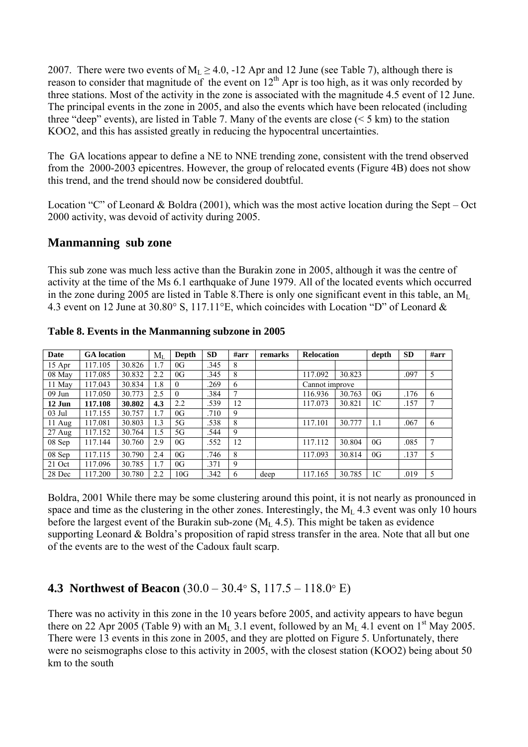2007. There were two events of $M_L \geq 4.0$, -12 Apr and 12 June (see Table 7), although there is reason to consider that magnitude of the event on 12[th] Apr is too high, as it was only recorded by three stations. Most of the activity in the zone is associated with the magnitude 4.5 event of 12 June. The principal events in the zone in 2005, and also the events which have been relocated (including three "deep" events), are listed in Table 7. Many of the events are close (< 5 km) to the station KOO2, and this has assisted greatly in reducing the hypocentral uncertainties.

The GA locations appear to define a NE to NNE trending zone, consistent with the trend observed from the 2000-2003 epicentres. However, the group of relocated events (Figure 4B) does not show this trend, and the trend should now be considered doubtful.

Location "C" of Leonard & Boldra (2001), which was the most active location during the Sept – Oct 2000 activity, was devoid of activity during 2005.

## Manmanning sub zone

This sub zone was much less active than the Burakin zone in 2005, although it was the centre of activity at the time of the Ms 6.1 earthquake of June 1979. All of the located events which occurred in the zone during 2005 are listed in Table 8.There is only one significant event in this table, an $M_L$ 4.3 event on 12 June at 30.80° S, 117.11°E, which coincides with Location "D" of Leonard & Boldra, 2001 While there may be some clustering around this point, it is not nearly as pronounced in space and time as the clustering in the other zones. Interestingly, the $M_L$ 4.3 event was only 10 hours before the largest event of the Burakin sub-zone ($M_L$ 4.5). This might be taken as evidence supporting Leonard & Boldra's proposition of rapid stress transfer in the area. Note that all but one of the events are to the west of the Cadoux fault scarp.

**Table 8. Events in the Manmanning subzone in 2005**

| Date | GA location | | $M_L$ | Depth | SD | #arr | remarks | Relocation | | depth | SD | #arr |
|---|---|---|---|---|---|---|---|---|---|---|---|---|
| 15 Apr | 117.105 | 30.826 | 1.7 | 0G | .345 | 8 | | | | | | |
| 08 May | 117.085 | 30.832 | 2.2 | 0G | .345 | 8 | | 117.092 | 30.823 | | .097 | 5 |
| 11 May | 117.043 | 30.834 | 1.8 | 0 | .269 | 6 | | Cannot improve | | | | |
| 09 Jun | 117.050 | 30.773 | 2.5 | 0 | .384 | 7 | | 116.936 | 30.763 | 0G | .176 | 6 |
| **12 Jun** | **117.108** | **30.802** | **4.3** | 2.2 | .539 | 12 | | 117.073 | 30.821 | 1C | .157 | 7 |
| 03 Jul | 117.155 | 30.757 | 1.7 | 0G | .710 | 9 | | | | | | |
| 11 Aug | 117.081 | 30.803 | 1.3 | 5G | .538 | 8 | | 117.101 | 30.777 | 1.1 | .067 | 6 |
| 27 Aug | 117.152 | 30.764 | 1.5 | 5G | .544 | 9 | | | | | | |
| 08 Sep | 117.144 | 30.760 | 2.9 | 0G | .552 | 12 | | 117.112 | 30.804 | 0G | .085 | 7 |
| 08 Sep | 117.115 | 30.790 | 2.4 | 0G | .746 | 8 | | 117.093 | 30.814 | 0G | .137 | 5 |
| 21 Oct | 117.096 | 30.785 | 1.7 | 0G | .371 | 9 | | | | | | |
| 28 Dec | 117.200 | 30.780 | 2.2 | 10G | .342 | 6 | deep | 117.165 | 30.785 | 1C | .019 | 5 |

## 4.3 Northwest of Beacon (30.0 – 30.4° S, 117.5 – 118.0° E)

There was no activity in this zone in the 10 years before 2005, and activity appears to have begun there on 22 Apr 2005 (Table 9) with an $M_L$ 3.1 event, followed by an $M_L$ 4.1 event on 1[st] May 2005. There were 13 events in this zone in 2005, and they are plotted on Figure 5. Unfortunately, there were no seismographs close to this activity in 2005, with the closest station (KOO2) being about 50 km to the south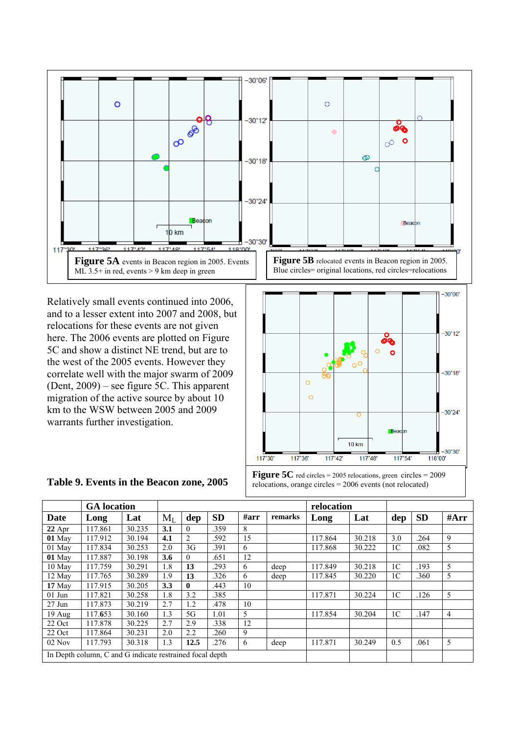**Figure 5A** events in Beacon region in 2005. Events ML 3.5+ in red, events > 9 km deep in green

**Figure 5B** relocated events in Beacon region in 2005. Blue circles= original locations, red circles=relocations

Relatively small events continued into 2006, and to a lesser extent into 2007 and 2008, but relocations for these events are not given here. The 2006 events are plotted on Figure 5C and show a distinct NE trend, but are to the west of the 2005 events. However they correlate well with the major swarm of 2009 (Dent, 2009) – see figure 5C. This apparent migration of the active source by about 10 km to the WSW between 2005 and 2009 warrants further investigation.

**Figure 5C** red circles = 2005 relocations, green circles = 2009 relocations, orange circles = 2006 events (not relocated)

**Table 9. Events in the Beacon zone, 2005**

| | GA location | | | | | | | relocation | | | | |
|---|---|---|---|---|---|---|---|---|---|---|---|---|
| **Date** | **Long** | **Lat** | $M_L$ | **dep** | **SD** | **#arr** | **remarks** | **Long** | **Lat** | **dep** | **SD** | **#Arr** |
| **22** Apr | 117.861 | 30.235 | **3.1** | 0 | .359 | 8 | | | | | | |
| **01** May | 117.912 | 30.194 | **4.1** | 2 | .592 | 15 | | 117.864 | 30.218 | 3.0 | .264 | 9 |
| 01 May | 117.834 | 30.253 | 2.0 | 3G | .391 | 6 | | 117.868 | 30.222 | 1C | .082 | 5 |
| **01** May | 117.887 | 30.198 | **3.6** | 0 | .651 | 12 | | | | | | |
| 10 May | 117.759 | 30.291 | 1.8 | **13** | .293 | 6 | deep | 117.849 | 30.218 | 1C | .193 | 5 |
| 12 May | 117.765 | 30.289 | 1.9 | **13** | .326 | 6 | deep | 117.845 | 30.220 | 1C | .360 | 5 |
| **17** May | 117.915 | 30.205 | **3.3** | **0** | .443 | 10 | | | | | | |
| 01 Jun | 117.821 | 30.258 | 1.8 | 3.2 | .385 | | | 117.871 | 30.224 | 1C | .126 | 5 |
| 27 Jun | 117.873 | 30.219 | 2.7 | 1.2 | .478 | 10 | | | | | | |
| 19 Aug | 117.**653** | 30.160 | 1.3 | 5G | 1.01 | 5 | | 117.854 | 30.204 | 1C | .147 | 4 |
| 22 Oct | 117.878 | 30.225 | 2.7 | 2.9 | .338 | 12 | | | | | | |
| 22 Oct | 117.864 | 30.231 | 2.0 | 2.2 | .260 | 9 | | | | | | |
| 02 Nov | 117.793 | 30.318 | 1.3 | **12.5** | .276 | 6 | deep | 117.871 | 30.249 | 0.5 | .061 | 5 |
| In Depth column, C and G indicate restrained focal depth | | | | | | | | | | | | |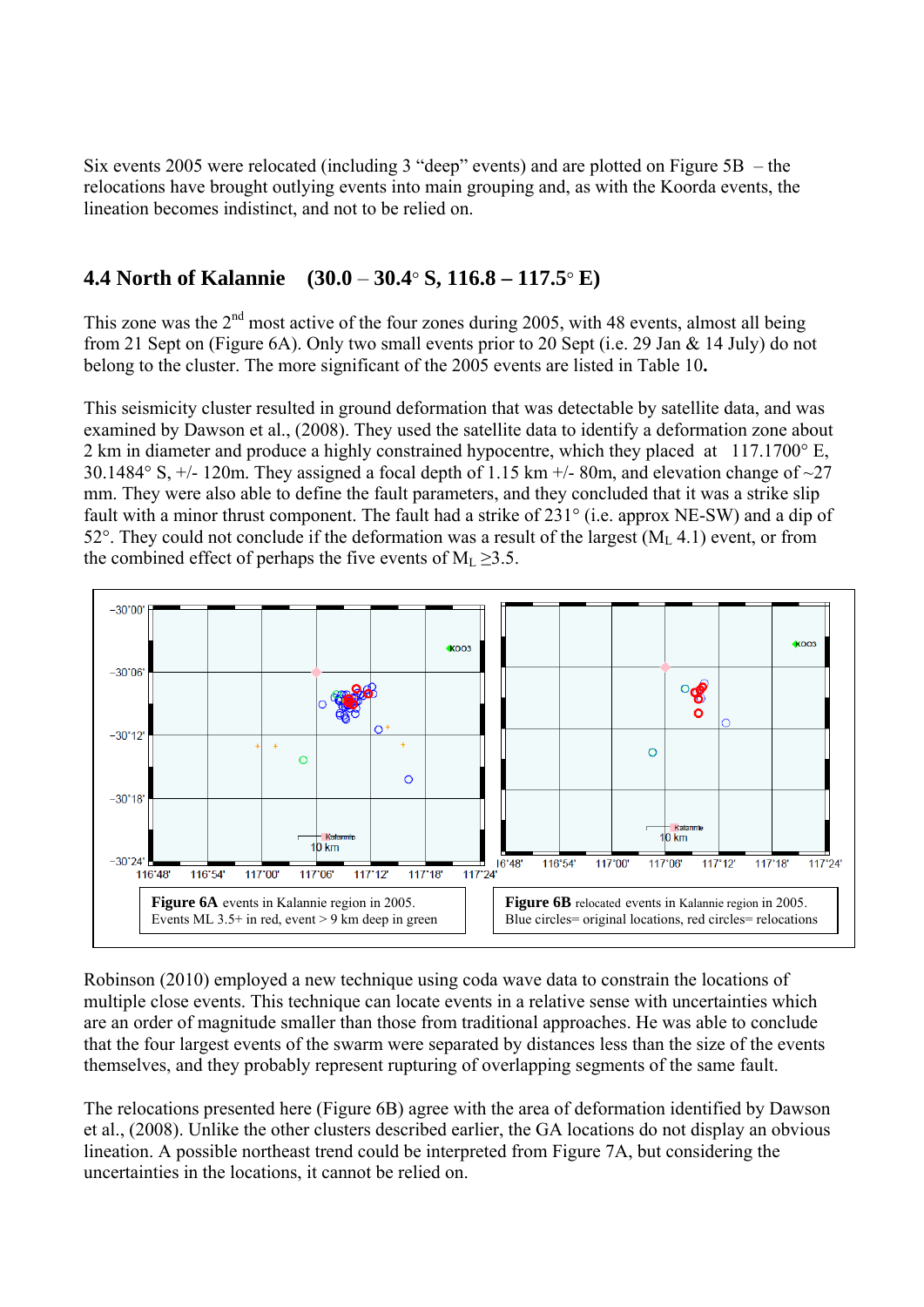Six events 2005 were relocated (including 3 "deep" events) and are plotted on Figure 5B – the relocations have brought outlying events into main grouping and, as with the Koorda events, the lineation becomes indistinct, and not to be relied on.

## 4.4 North of Kalannie (30.0 – 30.4° S, 116.8 – 117.5° E)

This zone was the 2nd most active of the four zones during 2005, with 48 events, almost all being from 21 Sept on (Figure 6A). Only two small events prior to 20 Sept (i.e. 29 Jan & 14 July) do not belong to the cluster. The more significant of the 2005 events are listed in Table 10**.**

This seismicity cluster resulted in ground deformation that was detectable by satellite data, and was examined by Dawson et al., (2008). They used the satellite data to identify a deformation zone about 2 km in diameter and produce a highly constrained hypocentre, which they placed at 117.1700° E, 30.1484° S, +/- 120m. They assigned a focal depth of 1.15 km +/- 80m, and elevation change of ~27 mm. They were also able to define the fault parameters, and they concluded that it was a strike slip fault with a minor thrust component. The fault had a strike of 231° (i.e. approx NE-SW) and a dip of 52°. They could not conclude if the deformation was a result of the largest ($M_L$ 4.1) event, or from the combined effect of perhaps the five events of $M_L \geq 3.5$.

**Figure 6A** events in Kalannie region in 2005. Events ML 3.5+ in red, event > 9 km deep in green

**Figure 6B** relocated events in Kalannie region in 2005. Blue circles= original locations, red circles= relocations

Robinson (2010) employed a new technique using coda wave data to constrain the locations of multiple close events. This technique can locate events in a relative sense with uncertainties which are an order of magnitude smaller than those from traditional approaches. He was able to conclude that the four largest events of the swarm were separated by distances less than the size of the events themselves, and they probably represent rupturing of overlapping segments of the same fault.

The relocations presented here (Figure 6B) agree with the area of deformation identified by Dawson et al., (2008). Unlike the other clusters described earlier, the GA locations do not display an obvious lineation. A possible northeast trend could be interpreted from Figure 7A, but considering the uncertainties in the locations, it cannot be relied on.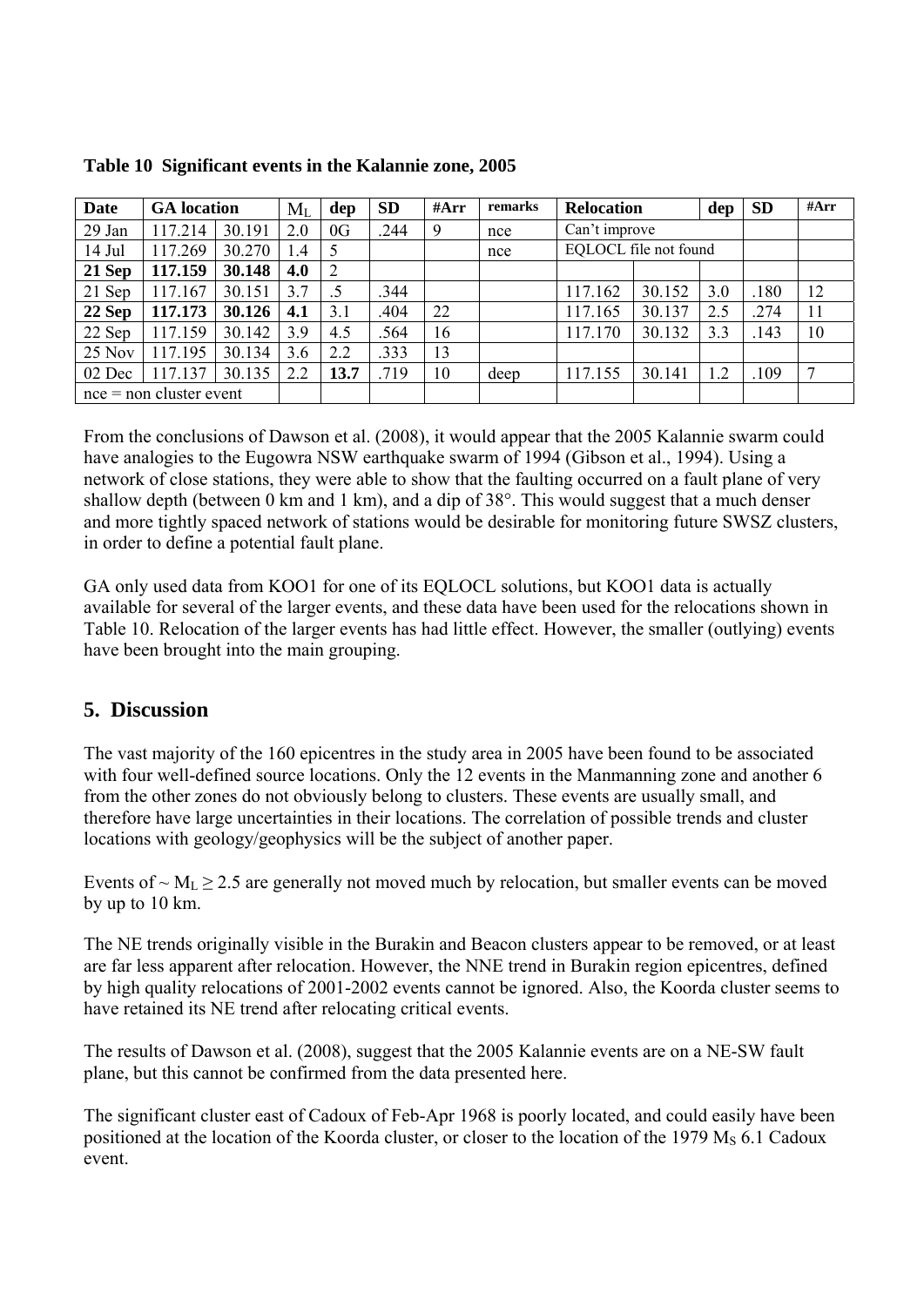**Table 10 Significant events in the Kalannie zone, 2005**

| Date | GA location | | $M_L$ | dep | SD | #Arr | remarks | Relocation | | dep | SD | #Arr |
|---|---|---|---|---|---|---|---|---|---|---|---|---|
| 29 Jan | 117.214 | 30.191 | 2.0 | 0G | .244 | 9 | nce | Can't improve | | | | |
| 14 Jul | 117.269 | 30.270 | 1.4 | 5 | | | nce | EQLOCL file not found | | | | |
| **21 Sep** | **117.159** | **30.148** | **4.0** | 2 | | | | | | | | |
| 21 Sep | 117.167 | 30.151 | 3.7 | .5 | .344 | | | 117.162 | 30.152 | 3.0 | .180 | 12 |
| **22 Sep** | **117.173** | **30.126** | **4.1** | 3.1 | .404 | 22 | | 117.165 | 30.137 | 2.5 | .274 | 11 |
| 22 Sep | 117.159 | 30.142 | 3.9 | 4.5 | .564 | 16 | | 117.170 | 30.132 | 3.3 | .143 | 10 |
| 25 Nov | 117.195 | 30.134 | 3.6 | 2.2 | .333 | 13 | | | | | | |
| 02 Dec | 117.137 | 30.135 | 2.2 | **13.7** | .719 | 10 | deep | 117.155 | 30.141 | 1.2 | .109 | 7 |
| nce = non cluster event | | | | | | | | | | | | |

From the conclusions of Dawson et al. (2008), it would appear that the 2005 Kalannie swarm could have analogies to the Eugowra NSW earthquake swarm of 1994 (Gibson et al., 1994). Using a network of close stations, they were able to show that the faulting occurred on a fault plane of very shallow depth (between 0 km and 1 km), and a dip of 38°. This would suggest that a much denser and more tightly spaced network of stations would be desirable for monitoring future SWSZ clusters, in order to define a potential fault plane.

GA only used data from KOO1 for one of its EQLOCL solutions, but KOO1 data is actually available for several of the larger events, and these data have been used for the relocations shown in Table 10. Relocation of the larger events has had little effect. However, the smaller (outlying) events have been brought into the main grouping.

## 5. Discussion

The vast majority of the 160 epicentres in the study area in 2005 have been found to be associated with four well-defined source locations. Only the 12 events in the Manmanning zone and another 6 from the other zones do not obviously belong to clusters. These events are usually small, and therefore have large uncertainties in their locations. The correlation of possible trends and cluster locations with geology/geophysics will be the subject of another paper.

Events of ~ $M_L \geq 2.5$ are generally not moved much by relocation, but smaller events can be moved by up to 10 km.

The NE trends originally visible in the Burakin and Beacon clusters appear to be removed, or at least are far less apparent after relocation. However, the NNE trend in Burakin region epicentres, defined by high quality relocations of 2001-2002 events cannot be ignored. Also, the Koorda cluster seems to have retained its NE trend after relocating critical events.

The results of Dawson et al. (2008), suggest that the 2005 Kalannie events are on a NE-SW fault plane, but this cannot be confirmed from the data presented here.

The significant cluster east of Cadoux of Feb-Apr 1968 is poorly located, and could easily have been positioned at the location of the Koorda cluster, or closer to the location of the 1979 $M_S$ 6.1 Cadoux event.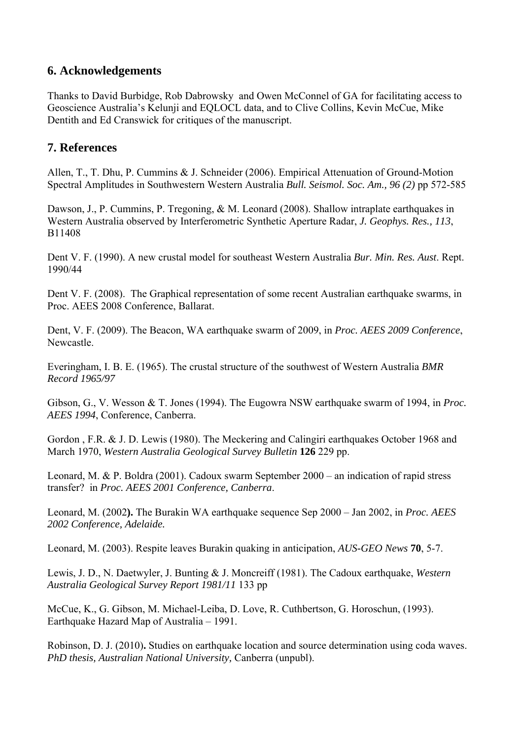## 6. Acknowledgements

Thanks to David Burbidge, Rob Dabrowsky and Owen McConnel of GA for facilitating access to Geoscience Australia's Kelunji and EQLOCL data, and to Clive Collins, Kevin McCue, Mike Dentith and Ed Cranswick for critiques of the manuscript.

## 7. References

Allen, T., T. Dhu, P. Cummins & J. Schneider (2006). Empirical Attenuation of Ground-Motion Spectral Amplitudes in Southwestern Western Australia *Bull. Seismol. Soc. Am., 96 (2)* pp 572-585

Dawson, J., P. Cummins, P. Tregoning, & M. Leonard (2008). Shallow intraplate earthquakes in Western Australia observed by Interferometric Synthetic Aperture Radar, *J. Geophys. Res., 113*, B11408

Dent V. F. (1990). A new crustal model for southeast Western Australia *Bur. Min. Res. Aust*. Rept. 1990/44

Dent V. F. (2008). The Graphical representation of some recent Australian earthquake swarms, in Proc. AEES 2008 Conference, Ballarat.

Dent, V. F. (2009). The Beacon, WA earthquake swarm of 2009, in *Proc. AEES 2009 Conference*, Newcastle.

Everingham, I. B. E. (1965). The crustal structure of the southwest of Western Australia *BMR Record 1965/97*

Gibson, G., V. Wesson & T. Jones (1994). The Eugowra NSW earthquake swarm of 1994, in *Proc. AEES 1994*, Conference, Canberra.

Gordon , F.R. & J. D. Lewis (1980). The Meckering and Calingiri earthquakes October 1968 and March 1970, *Western Australia Geological Survey Bulletin* **126** 229 pp.

Leonard, M. & P. Boldra (2001). Cadoux swarm September 2000 – an indication of rapid stress transfer? in *Proc. AEES 2001 Conference, Canberra*.

Leonard, M. (2002**).** The Burakin WA earthquake sequence Sep 2000 – Jan 2002, in *Proc. AEES 2002 Conference, Adelaide.*

Leonard, M. (2003). Respite leaves Burakin quaking in anticipation, *AUS-GEO News* **70**, 5-7.

Lewis, J. D., N. Daetwyler, J. Bunting & J. Moncreiff (1981). The Cadoux earthquake, *Western Australia Geological Survey Report 1981/11* 133 pp

McCue, K., G. Gibson, M. Michael-Leiba, D. Love, R. Cuthbertson, G. Horoschun, (1993). Earthquake Hazard Map of Australia – 1991.

Robinson, D. J. (2010)**.** Studies on earthquake location and source determination using coda waves. *PhD thesis, Australian National University,* Canberra (unpubl).